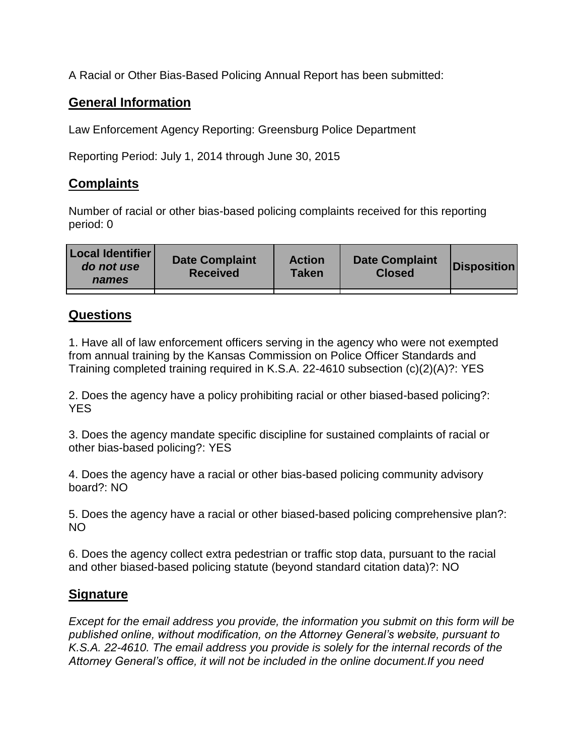A Racial or Other Bias-Based Policing Annual Report has been submitted:

## General Information

Law Enforcement Agency Reporting: Greensburg Police Department

Reporting Period: July 1, 2014 through June 30, 2015

## Complaints

Number of racial or other bias-based policing complaints received for this reporting period: 0

| Local Identifier *do not use names* | Date Complaint Received | Action Taken | Date Complaint Closed | Disposition |
|---|---|---|---|---|
| | | | | |

## Questions

1. Have all of law enforcement officers serving in the agency who were not exempted from annual training by the Kansas Commission on Police Officer Standards and Training completed training required in K.S.A. 22-4610 subsection (c)(2)(A)?: YES

2. Does the agency have a policy prohibiting racial or other biased-based policing?: YES

3. Does the agency mandate specific discipline for sustained complaints of racial or other bias-based policing?: YES

4. Does the agency have a racial or other bias-based policing community advisory board?: NO

5. Does the agency have a racial or other biased-based policing comprehensive plan?: NO

6. Does the agency collect extra pedestrian or traffic stop data, pursuant to the racial and other biased-based policing statute (beyond standard citation data)?: NO

## Signature

*Except for the email address you provide, the information you submit on this form will be published online, without modification, on the Attorney General's website, pursuant to K.S.A. 22-4610. The email address you provide is solely for the internal records of the Attorney General's office, it will not be included in the online document.If you need*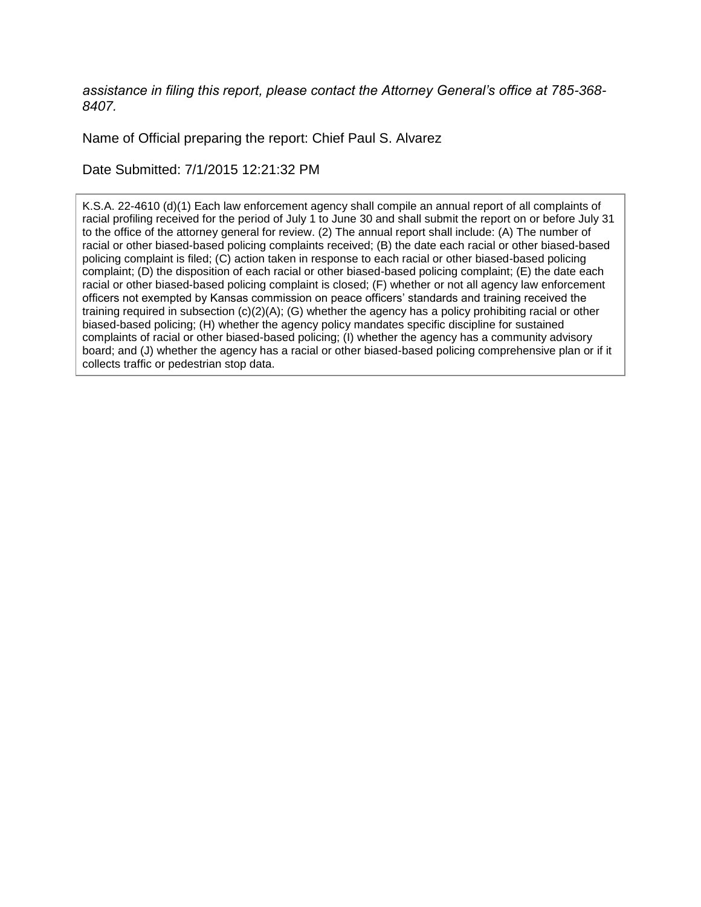*assistance in filing this report, please contact the Attorney General's office at 785-368-8407.*

Name of Official preparing the report: Chief Paul S. Alvarez

Date Submitted: 7/1/2015 12:21:32 PM

K.S.A. 22-4610 (d)(1) Each law enforcement agency shall compile an annual report of all complaints of racial profiling received for the period of July 1 to June 30 and shall submit the report on or before July 31 to the office of the attorney general for review. (2) The annual report shall include: (A) The number of racial or other biased-based policing complaints received; (B) the date each racial or other biased-based policing complaint is filed; (C) action taken in response to each racial or other biased-based policing complaint; (D) the disposition of each racial or other biased-based policing complaint; (E) the date each racial or other biased-based policing complaint is closed; (F) whether or not all agency law enforcement officers not exempted by Kansas commission on peace officers' standards and training received the training required in subsection (c)(2)(A); (G) whether the agency has a policy prohibiting racial or other biased-based policing; (H) whether the agency policy mandates specific discipline for sustained complaints of racial or other biased-based policing; (I) whether the agency has a community advisory board; and (J) whether the agency has a racial or other biased-based policing comprehensive plan or if it collects traffic or pedestrian stop data.